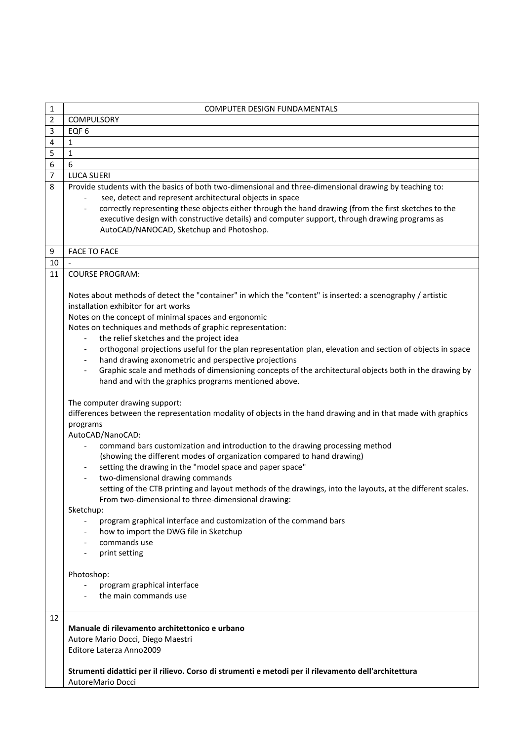| | |
|---|---|
| 1 | COMPUTER DESIGN FUNDAMENTALS |
| 2 | COMPULSORY |
| 3 | EQF 6 |
| 4 | 1 |
| 5 | 1 |
| 6 | 6 |
| 7 | LUCA SUERI |
| 8 | Provide students with the basics of both two-dimensional and three-dimensional drawing by teaching to:<br>- see, detect and represent architectural objects in space<br>- correctly representing these objects either through the hand drawing (from the first sketches to the executive design with constructive details) and computer support, through drawing programs as AutoCAD/NANOCAD, Sketchup and Photoshop. |
| 9 | FACE TO FACE |
| 10 | - |
| 11 | COURSE PROGRAM:<br><br>Notes about methods of detect the "container" in which the "content" is inserted: a scenography / artistic installation exhibitor for art works<br>Notes on the concept of minimal spaces and ergonomic<br>Notes on techniques and methods of graphic representation:<br>- the relief sketches and the project idea<br>- orthogonal projections useful for the plan representation plan, elevation and section of objects in space<br>- hand drawing axonometric and perspective projections<br>- Graphic scale and methods of dimensioning concepts of the architectural objects both in the drawing by hand and with the graphics programs mentioned above.<br><br>The computer drawing support:<br>differences between the representation modality of objects in the hand drawing and in that made with graphics programs<br>AutoCAD/NanoCAD:<br>- command bars customization and introduction to the drawing processing method (showing the different modes of organization compared to hand drawing)<br>- setting the drawing in the "model space and paper space"<br>- two-dimensional drawing commands<br>setting of the CTB printing and layout methods of the drawings, into the layouts, at the different scales. From two-dimensional to three-dimensional drawing:<br>Sketchup:<br>- program graphical interface and customization of the command bars<br>- how to import the DWG file in Sketchup<br>- commands use<br>- print setting<br><br>Photoshop:<br>- program graphical interface<br>- the main commands use |
| 12 | **Manuale di rilevamento architettonico e urbano**<br>Autore Mario Docci, Diego Maestri<br>Editore Laterza Anno2009<br><br>**Strumenti didattici per il rilievo. Corso di strumenti e metodi per il rilevamento dell'architettura**<br>AutoreMario Docci |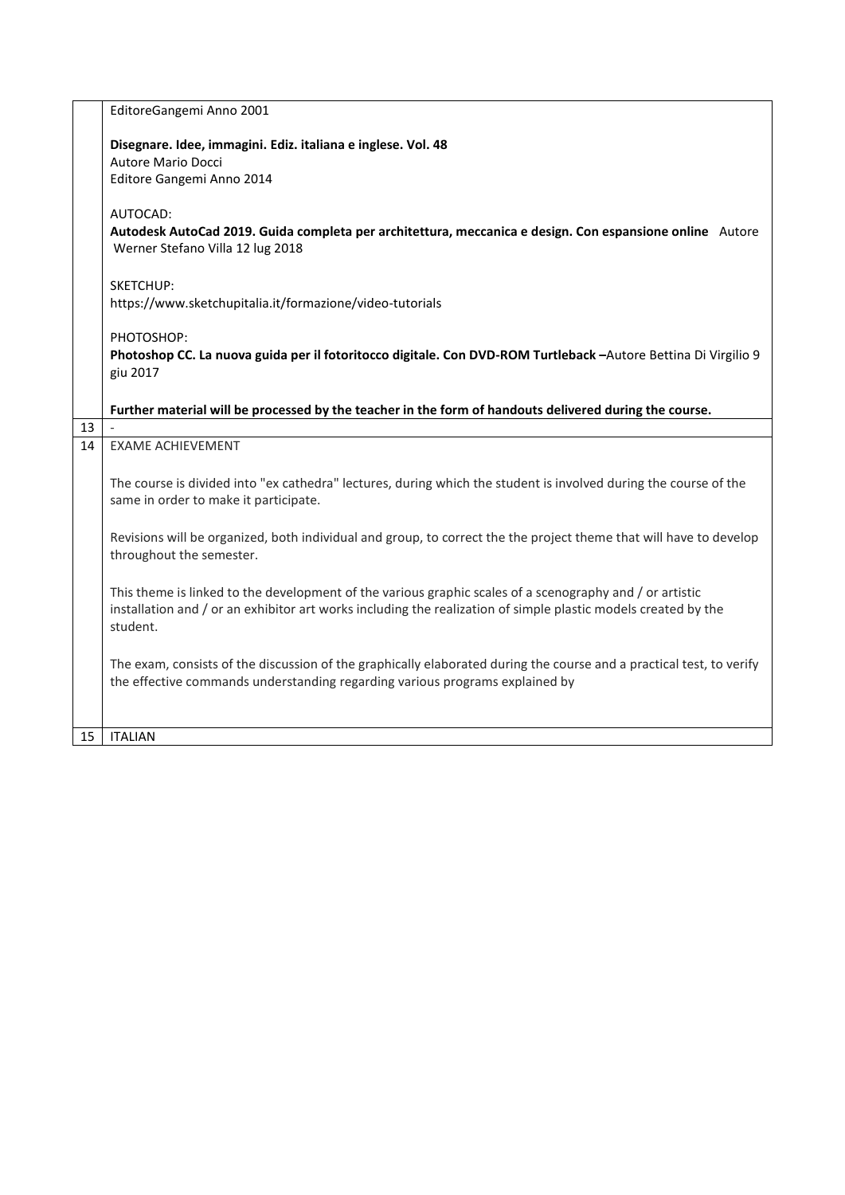| | |
|---|---|
| | EditoreGangemi Anno 2001<br><br>**Disegnare. Idee, immagini. Ediz. italiana e inglese. Vol. 48**<br>Autore Mario Docci<br>Editore Gangemi Anno 2014<br><br>AUTOCAD:<br>**Autodesk AutoCad 2019. Guida completa per architettura, meccanica e design. Con espansione online** Autore Werner Stefano Villa 12 lug 2018<br><br>SKETCHUP:<br>https://www.sketchupitalia.it/formazione/video-tutorials<br><br>PHOTOSHOP:<br>**Photoshop CC. La nuova guida per il fotoritocco digitale. Con DVD-ROM Turtleback –**Autore Bettina Di Virgilio 9 giu 2017<br><br>**Further material will be processed by the teacher in the form of handouts delivered during the course.** |
| 13 | - |
| 14 | EXAME ACHIEVEMENT<br><br>The course is divided into "ex cathedra" lectures, during which the student is involved during the course of the same in order to make it participate.<br><br>Revisions will be organized, both individual and group, to correct the the project theme that will have to develop throughout the semester.<br><br>This theme is linked to the development of the various graphic scales of a scenography and / or artistic installation and / or an exhibitor art works including the realization of simple plastic models created by the student.<br><br>The exam, consists of the discussion of the graphically elaborated during the course and a practical test, to verify the effective commands understanding regarding various programs explained by |
| 15 | ITALIAN |